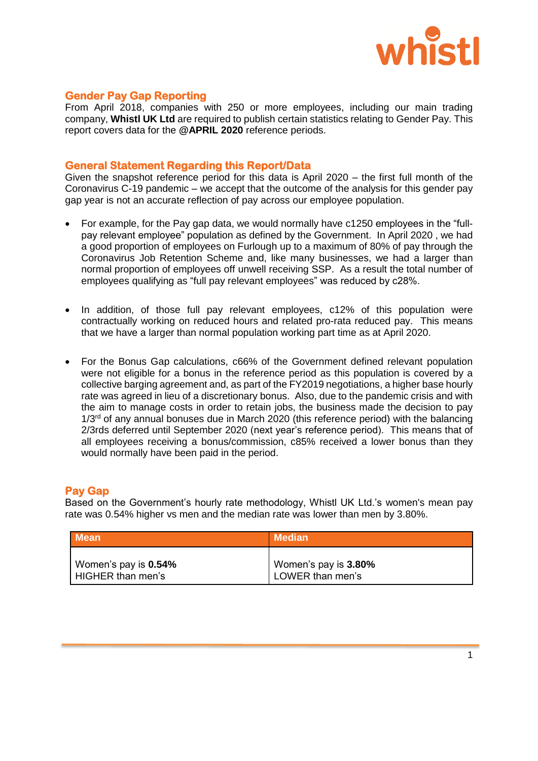## Gender Pay Gap Reporting

From April 2018, companies with 250 or more employees, including our main trading company, **Whistl UK Ltd** are required to publish certain statistics relating to Gender Pay. This report covers data for the **@APRIL 2020** reference periods.

## General Statement Regarding this Report/Data

Given the snapshot reference period for this data is April 2020 – the first full month of the Coronavirus C-19 pandemic – we accept that the outcome of the analysis for this gender pay gap year is not an accurate reflection of pay across our employee population.

- For example, for the Pay gap data, we would normally have c1250 employees in the "full-pay relevant employee" population as defined by the Government. In April 2020 , we had a good proportion of employees on Furlough up to a maximum of 80% of pay through the Coronavirus Job Retention Scheme and, like many businesses, we had a larger than normal proportion of employees off unwell receiving SSP. As a result the total number of employees qualifying as "full pay relevant employees" was reduced by c28%.

- In addition, of those full pay relevant employees, c12% of this population were contractually working on reduced hours and related pro-rata reduced pay. This means that we have a larger than normal population working part time as at April 2020.

- For the Bonus Gap calculations, c66% of the Government defined relevant population were not eligible for a bonus in the reference period as this population is covered by a collective barging agreement and, as part of the FY2019 negotiations, a higher base hourly rate was agreed in lieu of a discretionary bonus. Also, due to the pandemic crisis and with the aim to manage costs in order to retain jobs, the business made the decision to pay 1/3rd of any annual bonuses due in March 2020 (this reference period) with the balancing 2/3rds deferred until September 2020 (next year's reference period). This means that of all employees receiving a bonus/commission, c85% received a lower bonus than they would normally have been paid in the period.

## Pay Gap

Based on the Government's hourly rate methodology, Whistl UK Ltd.'s women's mean pay rate was 0.54% higher vs men and the median rate was lower than men by 3.80%.

| Mean | Median |
|---|---|
| Women's pay is **0.54%** HIGHER than men's | Women's pay is **3.80%** LOWER than men's |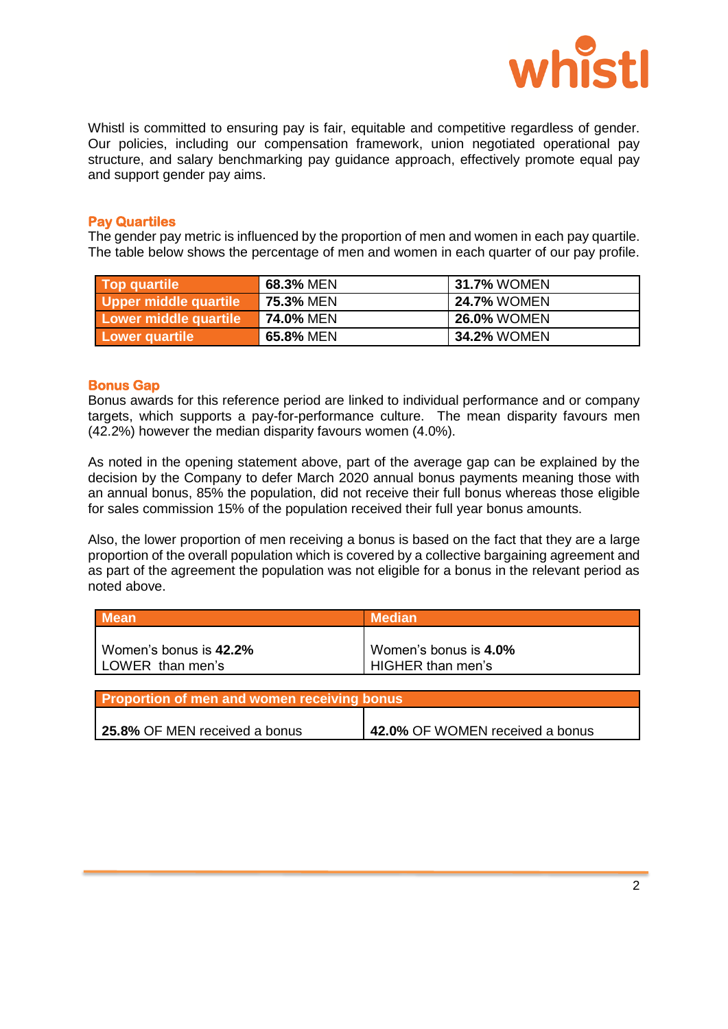Whistl is committed to ensuring pay is fair, equitable and competitive regardless of gender. Our policies, including our compensation framework, union negotiated operational pay structure, and salary benchmarking pay guidance approach, effectively promote equal pay and support gender pay aims.

## Pay Quartiles

The gender pay metric is influenced by the proportion of men and women in each pay quartile. The table below shows the percentage of men and women in each quarter of our pay profile.

| Quartile | Men | Women |
|---|---|---|
| Top quartile | **68.3%** MEN | **31.7%** WOMEN |
| Upper middle quartile | **75.3%** MEN | **24.7%** WOMEN |
| Lower middle quartile | **74.0%** MEN | **26.0%** WOMEN |
| Lower quartile | **65.8%** MEN | **34.2%** WOMEN |

## Bonus Gap

Bonus awards for this reference period are linked to individual performance and or company targets, which supports a pay-for-performance culture. The mean disparity favours men (42.2%) however the median disparity favours women (4.0%).

As noted in the opening statement above, part of the average gap can be explained by the decision by the Company to defer March 2020 annual bonus payments meaning those with an annual bonus, 85% the population, did not receive their full bonus whereas those eligible for sales commission 15% of the population received their full year bonus amounts.

Also, the lower proportion of men receiving a bonus is based on the fact that they are a large proportion of the overall population which is covered by a collective bargaining agreement and as part of the agreement the population was not eligible for a bonus in the relevant period as noted above.

| Mean | Median |
|---|---|
| Women's bonus is **42.2%** LOWER than men's | Women's bonus is **4.0%** HIGHER than men's |

| Proportion of men and women receiving bonus | |
|---|---|
| **25.8%** OF MEN received a bonus | **42.0%** OF WOMEN received a bonus |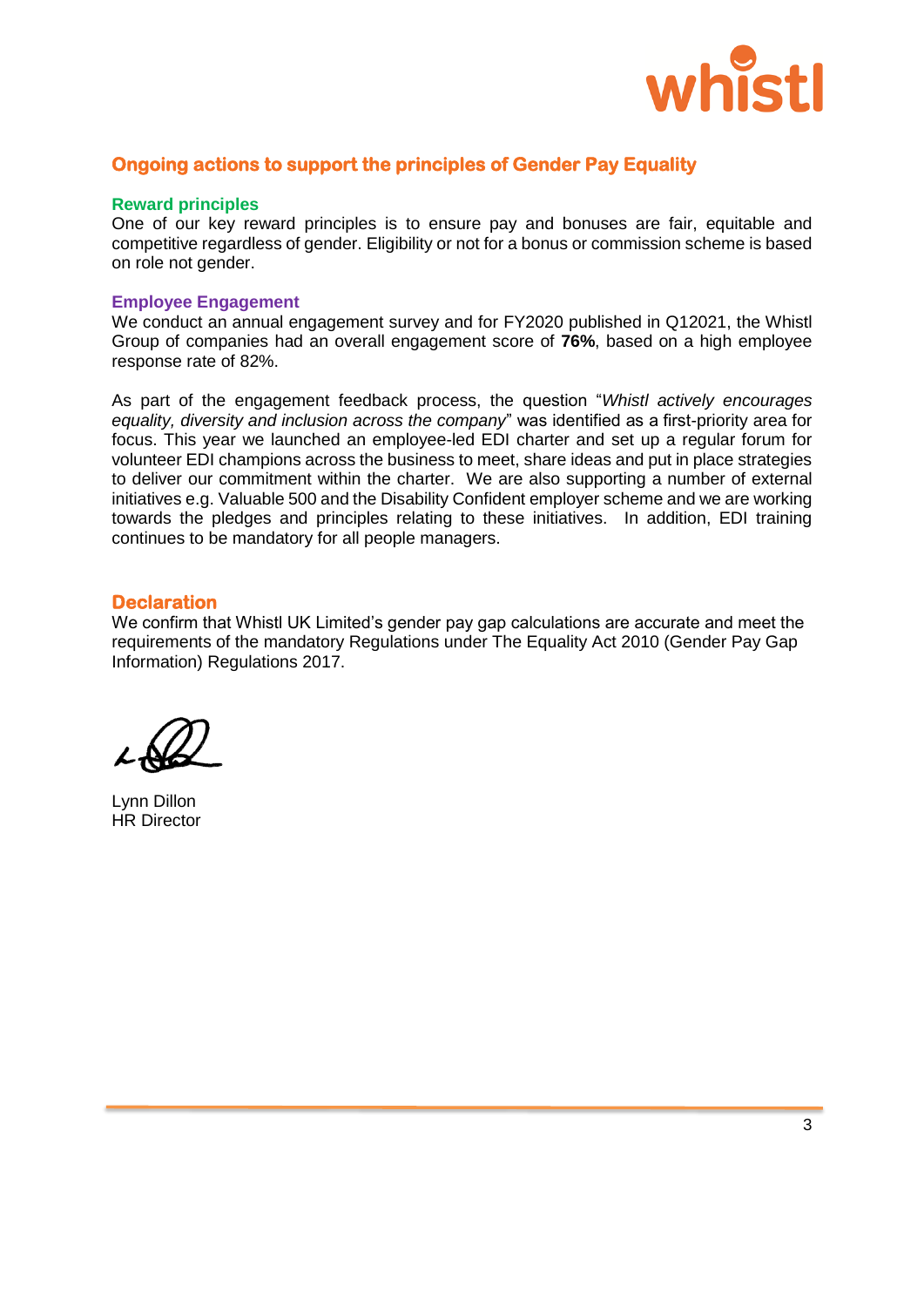## Ongoing actions to support the principles of Gender Pay Equality

### Reward principles

One of our key reward principles is to ensure pay and bonuses are fair, equitable and competitive regardless of gender. Eligibility or not for a bonus or commission scheme is based on role not gender.

### Employee Engagement

We conduct an annual engagement survey and for FY2020 published in Q12021, the Whistl Group of companies had an overall engagement score of **76%**, based on a high employee response rate of 82%.

As part of the engagement feedback process, the question "*Whistl actively encourages equality, diversity and inclusion across the company*" was identified as a first-priority area for focus. This year we launched an employee-led EDI charter and set up a regular forum for volunteer EDI champions across the business to meet, share ideas and put in place strategies to deliver our commitment within the charter. We are also supporting a number of external initiatives e.g. Valuable 500 and the Disability Confident employer scheme and we are working towards the pledges and principles relating to these initiatives. In addition, EDI training continues to be mandatory for all people managers.

## Declaration

We confirm that Whistl UK Limited's gender pay gap calculations are accurate and meet the requirements of the mandatory Regulations under The Equality Act 2010 (Gender Pay Gap Information) Regulations 2017.

Lynn Dillon
HR Director